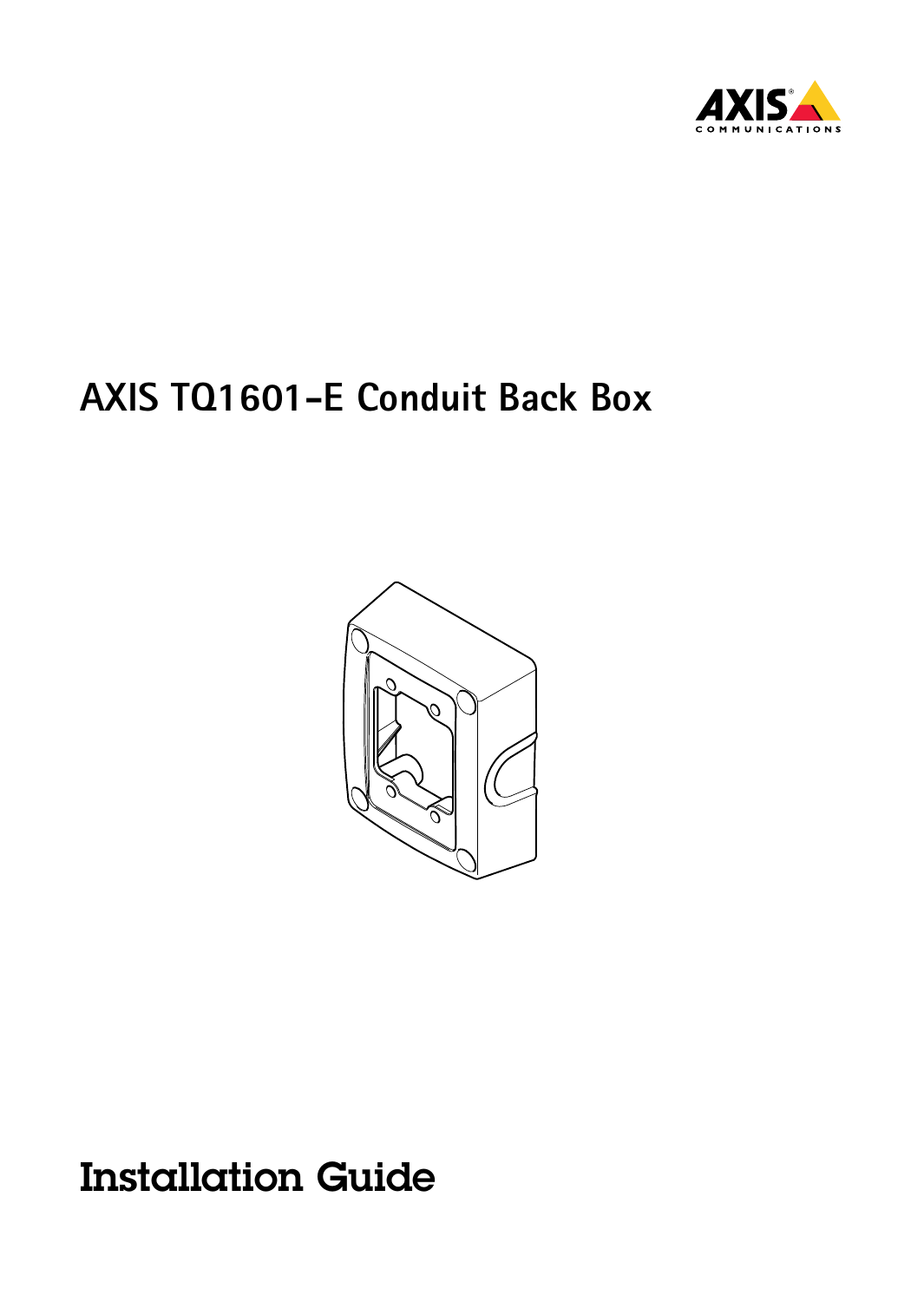# AXIS TQ1601-E Conduit Back Box

## Installation Guide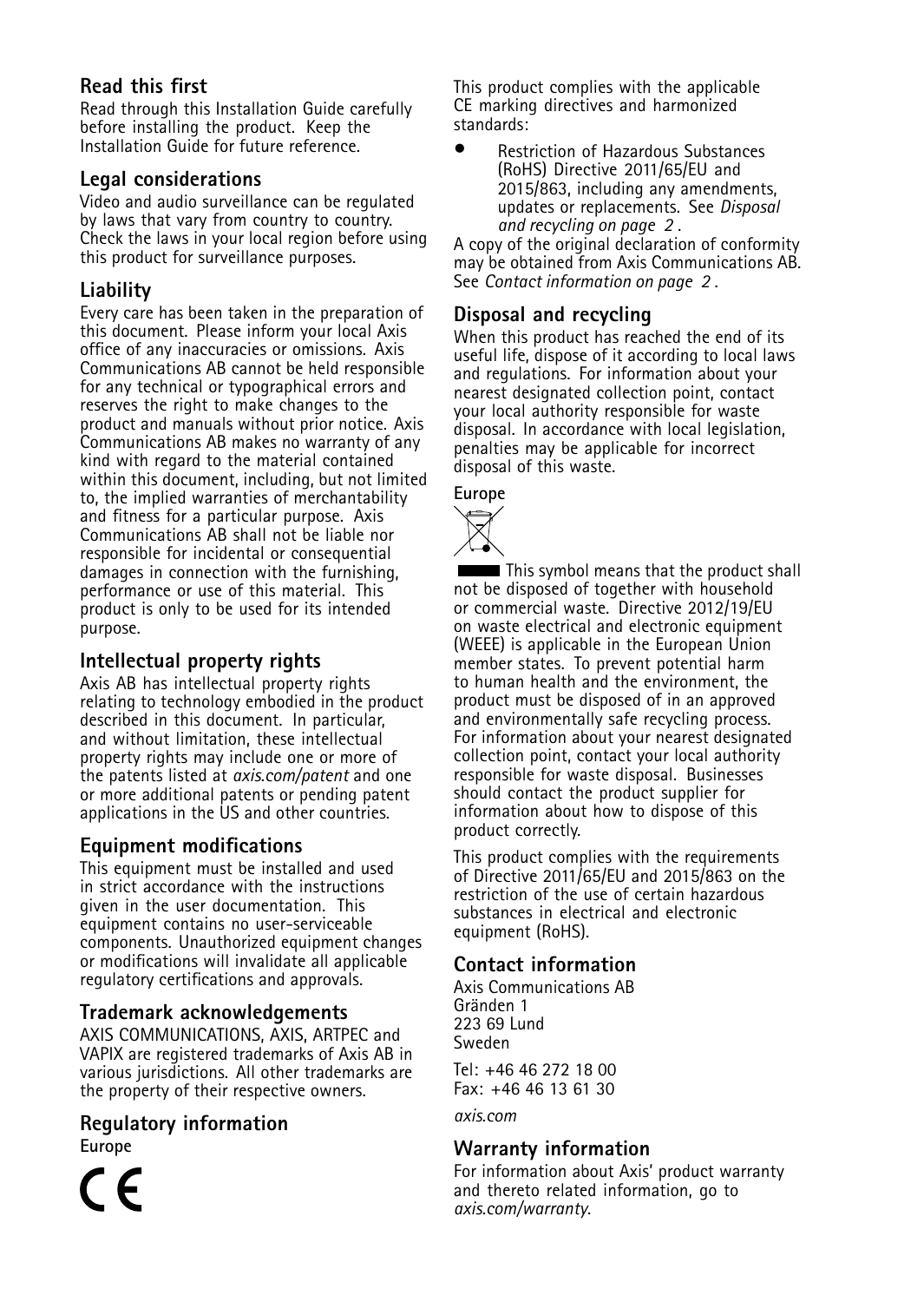## Read this first

Read through this Installation Guide carefully before installing the product. Keep the Installation Guide for future reference.

## Legal considerations

Video and audio surveillance can be regulated by laws that vary from country to country. Check the laws in your local region before using this product for surveillance purposes.

## Liability

Every care has been taken in the preparation of this document. Please inform your local Axis office of any inaccuracies or omissions. Axis Communications AB cannot be held responsible for any technical or typographical errors and reserves the right to make changes to the product and manuals without prior notice. Axis Communications AB makes no warranty of any kind with regard to the material contained within this document, including, but not limited to, the implied warranties of merchantability and fitness for a particular purpose. Axis Communications AB shall not be liable nor responsible for incidental or consequential damages in connection with the furnishing, performance or use of this material. This product is only to be used for its intended purpose.

## Intellectual property rights

Axis AB has intellectual property rights relating to technology embodied in the product described in this document. In particular, and without limitation, these intellectual property rights may include one or more of the patents listed at *axis.com/patent* and one or more additional patents or pending patent applications in the US and other countries.

## Equipment modifications

This equipment must be installed and used in strict accordance with the instructions given in the user documentation. This equipment contains no user-serviceable components. Unauthorized equipment changes or modifications will invalidate all applicable regulatory certifications and approvals.

## Trademark acknowledgements

AXIS COMMUNICATIONS, AXIS, ARTPEC and VAPIX are registered trademarks of Axis AB in various jurisdictions. All other trademarks are the property of their respective owners.

## Regulatory information

**Europe**

CE

This product complies with the applicable CE marking directives and harmonized standards:

- Restriction of Hazardous Substances (RoHS) Directive 2011/65/EU and 2015/863, including any amendments, updates or replacements. See *Disposal and recycling on page 2* .

A copy of the original declaration of conformity may be obtained from Axis Communications AB. See *Contact information on page 2* .

## Disposal and recycling

When this product has reached the end of its useful life, dispose of it according to local laws and regulations. For information about your nearest designated collection point, contact your local authority responsible for waste disposal. In accordance with local legislation, penalties may be applicable for incorrect disposal of this waste.

**Europe**

This symbol means that the product shall not be disposed of together with household or commercial waste. Directive 2012/19/EU on waste electrical and electronic equipment (WEEE) is applicable in the European Union member states. To prevent potential harm to human health and the environment, the product must be disposed of in an approved and environmentally safe recycling process. For information about your nearest designated collection point, contact your local authority responsible for waste disposal. Businesses should contact the product supplier for information about how to dispose of this product correctly.

This product complies with the requirements of Directive 2011/65/EU and 2015/863 on the restriction of the use of certain hazardous substances in electrical and electronic equipment (RoHS).

## Contact information

Axis Communications AB
Gränden 1
223 69 Lund
Sweden

Tel: +46 46 272 18 00
Fax: +46 46 13 61 30

*axis.com*

## Warranty information

For information about Axis' product warranty and thereto related information, go to *axis.com/warranty*.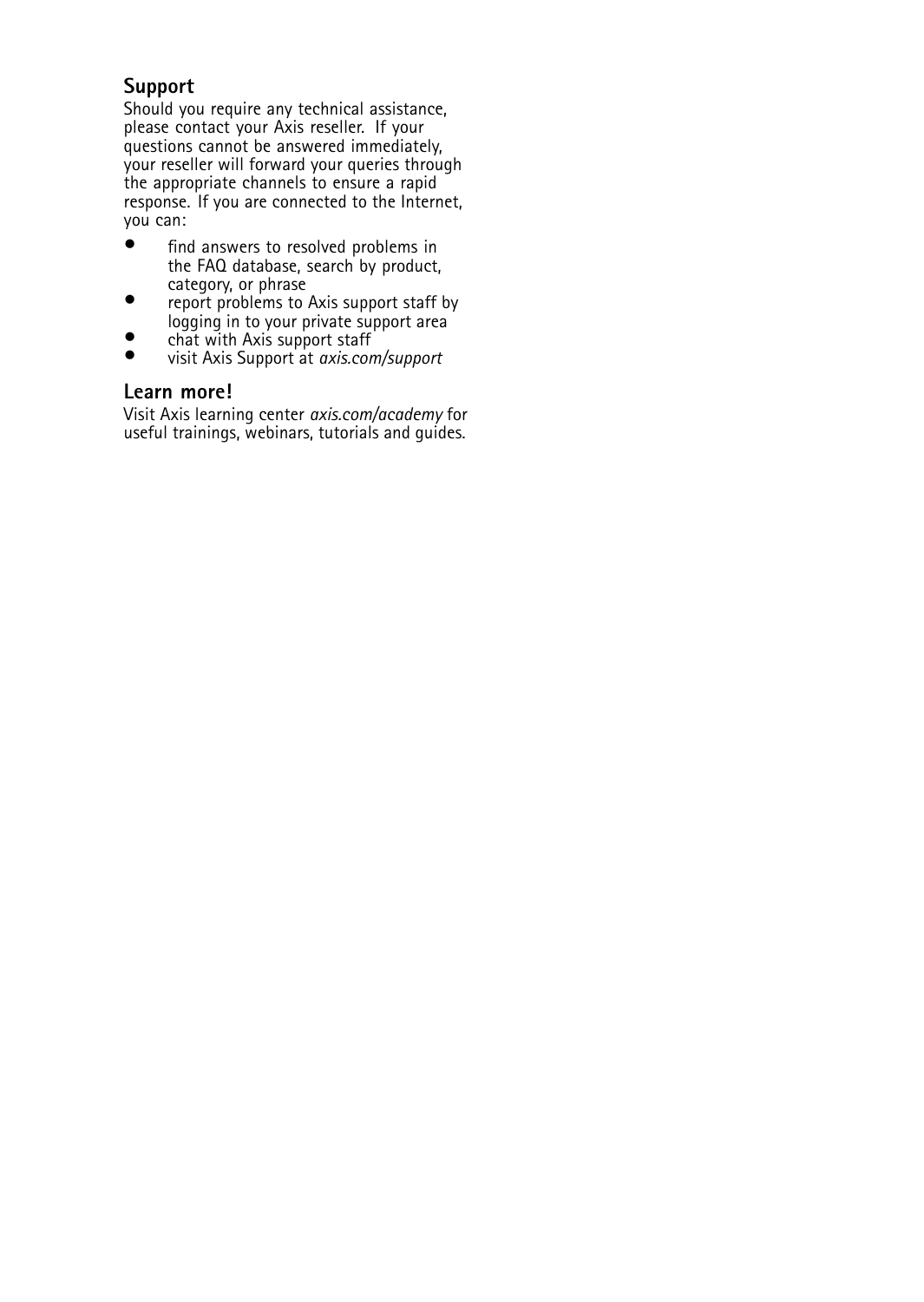## Support

Should you require any technical assistance, please contact your Axis reseller. If your questions cannot be answered immediately, your reseller will forward your queries through the appropriate channels to ensure a rapid response. If you are connected to the Internet, you can:

- find answers to resolved problems in the FAQ database, search by product, category, or phrase
- report problems to Axis support staff by logging in to your private support area
- chat with Axis support staff
- visit Axis Support at *axis.com/support*

## Learn more!

Visit Axis learning center *axis.com/academy* for useful trainings, webinars, tutorials and guides.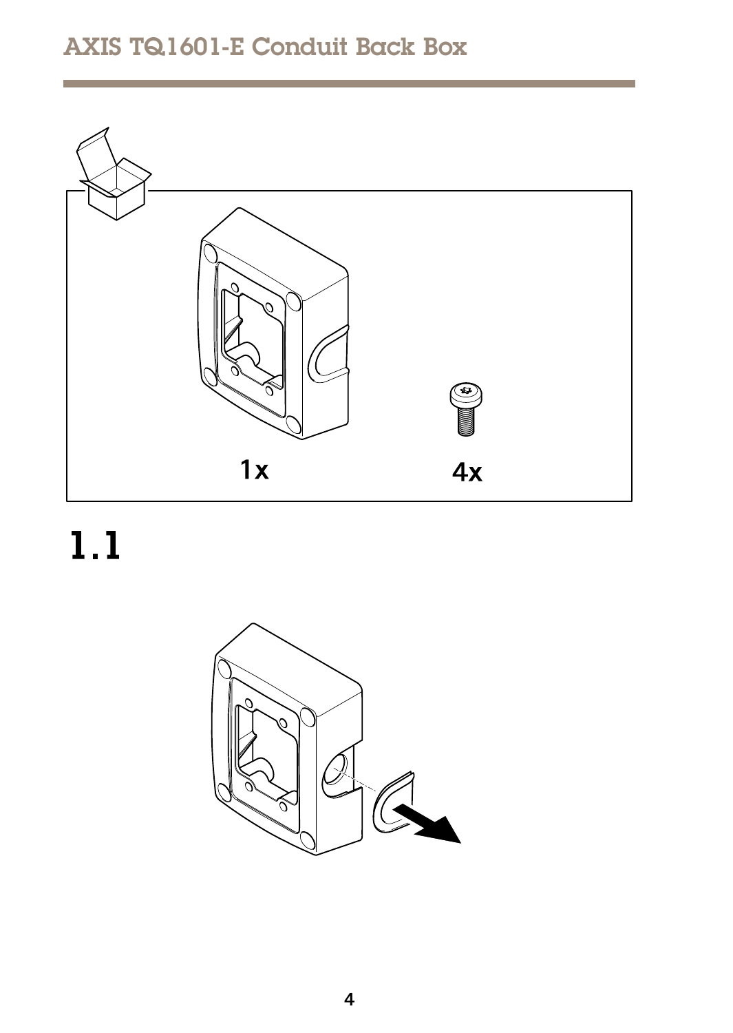1x

4x

## 1.1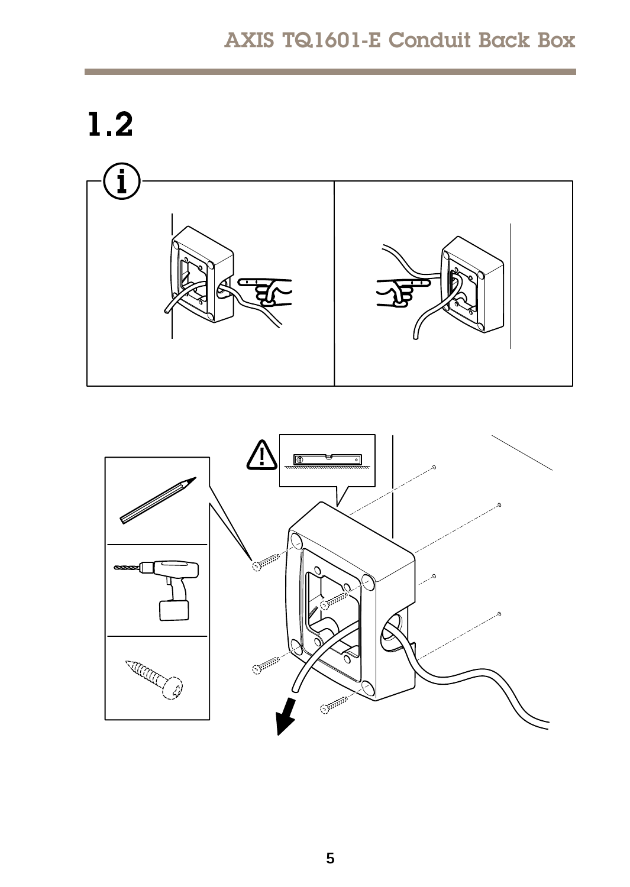# 1.2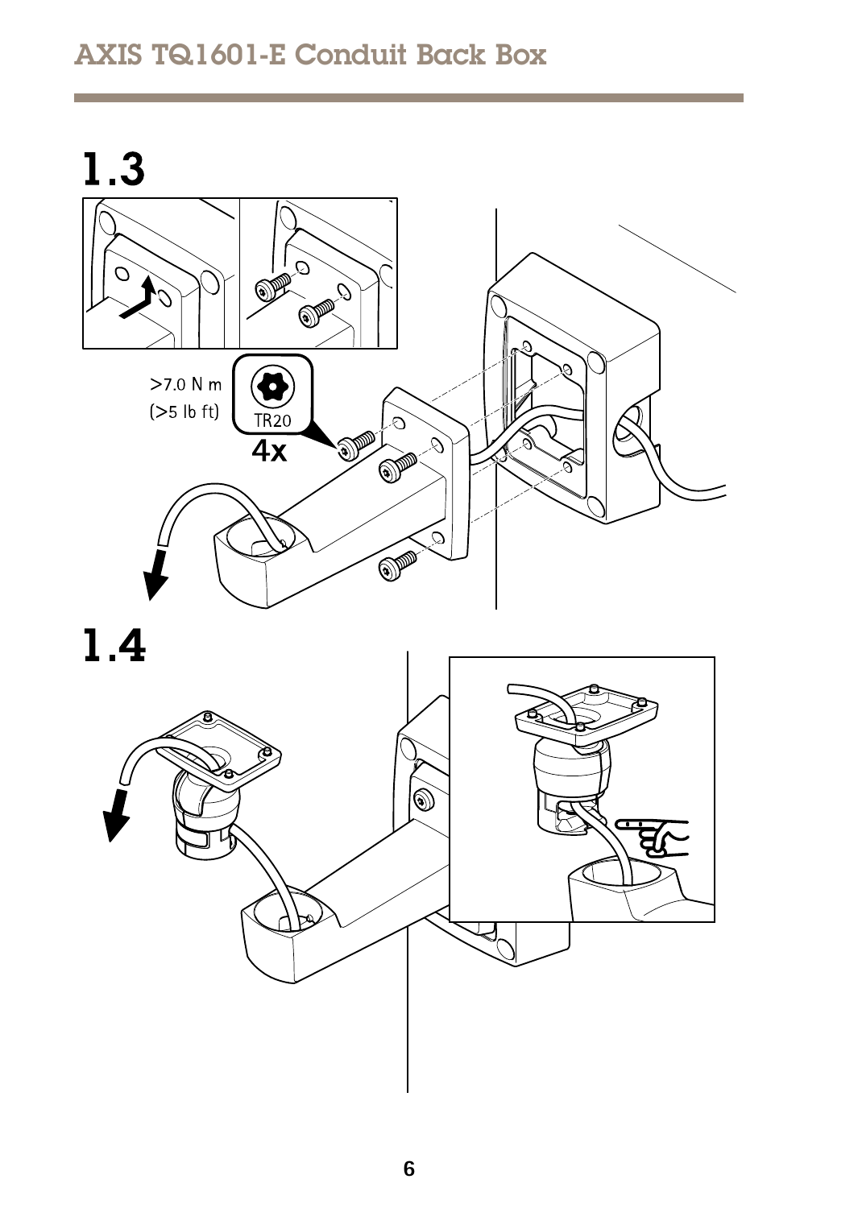## 1.3

>7.0 N m

(>5 lb ft)

TR20

4x

## 1.4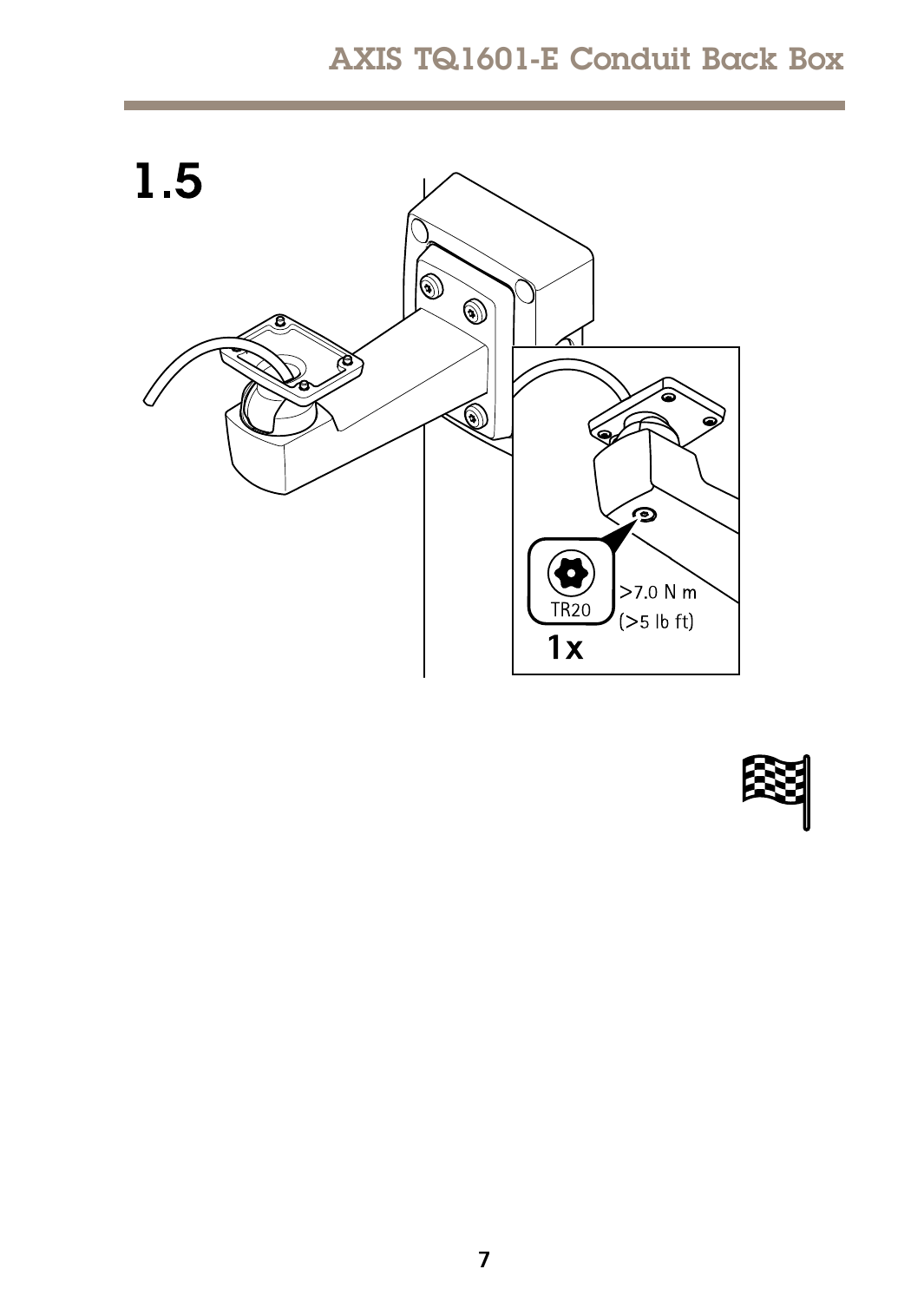# 1.5

TR20

>7.0 N m

(>5 lb ft)

1x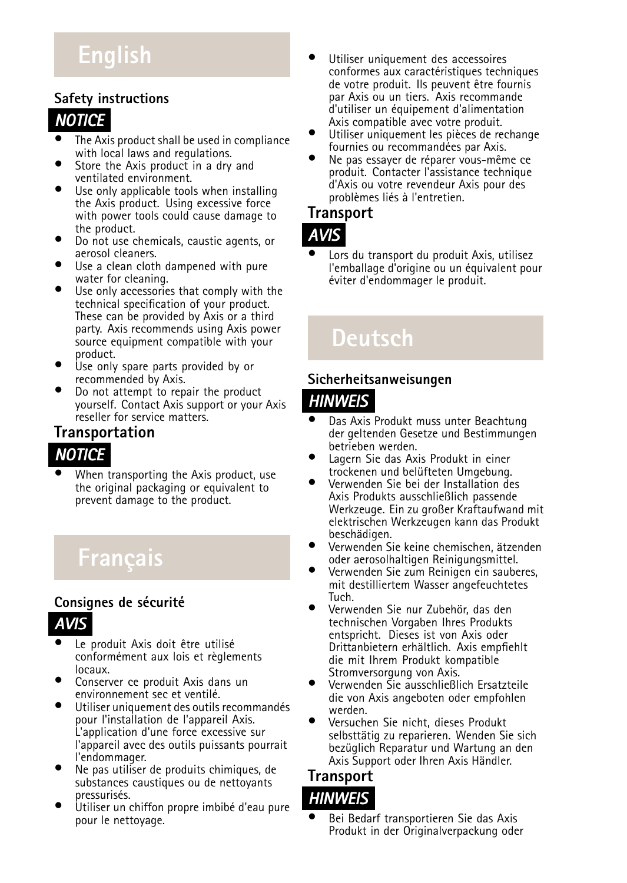# English

## Safety instructions

**NOTICE**

- The Axis product shall be used in compliance with local laws and regulations.
- Store the Axis product in a dry and ventilated environment.
- Use only applicable tools when installing the Axis product. Using excessive force with power tools could cause damage to the product.
- Do not use chemicals, caustic agents, or aerosol cleaners.
- Use a clean cloth dampened with pure water for cleaning.
- Use only accessories that comply with the technical specification of your product. These can be provided by Axis or a third party. Axis recommends using Axis power source equipment compatible with your product.
- Use only spare parts provided by or recommended by Axis.
- Do not attempt to repair the product yourself. Contact Axis support or your Axis reseller for service matters.

## Transportation

**NOTICE**

- When transporting the Axis product, use the original packaging or equivalent to prevent damage to the product.

# Français

## Consignes de sécurité

**AVIS**

- Le produit Axis doit être utilisé conformément aux lois et règlements locaux.
- Conserver ce produit Axis dans un environnement sec et ventilé.
- Utiliser uniquement des outils recommandés pour l'installation de l'appareil Axis. L'application d'une force excessive sur l'appareil avec des outils puissants pourrait l'endommager.
- Ne pas utiliser de produits chimiques, de substances caustiques ou de nettoyants pressurisés.
- Utiliser un chiffon propre imbibé d'eau pure pour le nettoyage.
- Utiliser uniquement des accessoires conformes aux caractéristiques techniques de votre produit. Ils peuvent être fournis par Axis ou un tiers. Axis recommande d'utiliser un équipement d'alimentation Axis compatible avec votre produit.
- Utiliser uniquement les pièces de rechange fournies ou recommandées par Axis.
- Ne pas essayer de réparer vous-même ce produit. Contacter l'assistance technique d'Axis ou votre revendeur Axis pour des problèmes liés à l'entretien.

## Transport

**AVIS**

- Lors du transport du produit Axis, utilisez l'emballage d'origine ou un équivalent pour éviter d'endommager le produit.

# Deutsch

## Sicherheitsanweisungen

**HINWEIS**

- Das Axis Produkt muss unter Beachtung der geltenden Gesetze und Bestimmungen betrieben werden.
- Lagern Sie das Axis Produkt in einer trockenen und belüfteten Umgebung.
- Verwenden Sie bei der Installation des Axis Produkts ausschließlich passende Werkzeuge. Ein zu großer Kraftaufwand mit elektrischen Werkzeugen kann das Produkt beschädigen.
- Verwenden Sie keine chemischen, ätzenden oder aerosolhaltigen Reinigungsmittel.
- Verwenden Sie zum Reinigen ein sauberes, mit destilliertem Wasser angefeuchtetes Tuch.
- Verwenden Sie nur Zubehör, das den technischen Vorgaben Ihres Produkts entspricht. Dieses ist von Axis oder Drittanbietern erhältlich. Axis empfiehlt die mit Ihrem Produkt kompatible Stromversorgung von Axis.
- Verwenden Sie ausschließlich Ersatzteile die von Axis angeboten oder empfohlen werden.
- Versuchen Sie nicht, dieses Produkt selbsttätig zu reparieren. Wenden Sie sich bezüglich Reparatur und Wartung an den Axis Support oder Ihren Axis Händler.

## Transport

**HINWEIS**

- Bei Bedarf transportieren Sie das Axis Produkt in der Originalverpackung oder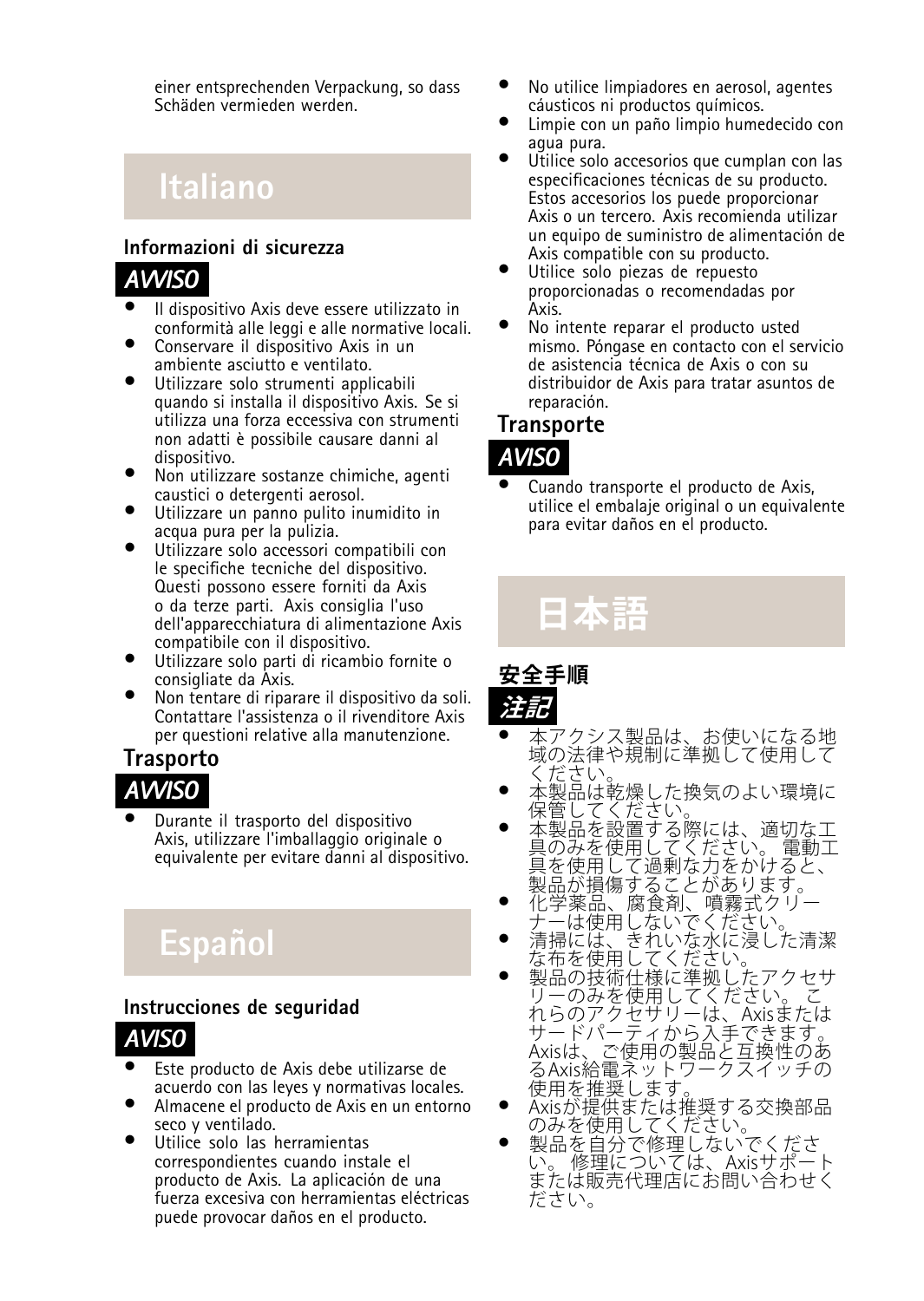einer entsprechenden Verpackung, so dass Schäden vermieden werden.

# Italiano

### Informazioni di sicurezza

**AVVISO**

- Il dispositivo Axis deve essere utilizzato in conformità alle leggi e alle normative locali.
- Conservare il dispositivo Axis in un ambiente asciutto e ventilato.
- Utilizzare solo strumenti applicabili quando si installa il dispositivo Axis. Se si utilizza una forza eccessiva con strumenti non adatti è possibile causare danni al dispositivo.
- Non utilizzare sostanze chimiche, agenti caustici o detergenti aerosol.
- Utilizzare un panno pulito inumidito in acqua pura per la pulizia.
- Utilizzare solo accessori compatibili con le specifiche tecniche del dispositivo. Questi possono essere forniti da Axis o da terze parti. Axis consiglia l'uso dell'apparecchiatura di alimentazione Axis compatibile con il dispositivo.
- Utilizzare solo parti di ricambio fornite o consigliate da Axis.
- Non tentare di riparare il dispositivo da soli. Contattare l'assistenza o il rivenditore Axis per questioni relative alla manutenzione.

### Trasporto

**AVVISO**

- Durante il trasporto del dispositivo Axis, utilizzare l'imballaggio originale o equivalente per evitare danni al dispositivo.

# Español

### Instrucciones de seguridad

**AVISO**

- Este producto de Axis debe utilizarse de acuerdo con las leyes y normativas locales.
- Almacene el producto de Axis en un entorno seco y ventilado.
- Utilice solo las herramientas correspondientes cuando instale el producto de Axis. La aplicación de una fuerza excesiva con herramientas eléctricas puede provocar daños en el producto.
- No utilice limpiadores en aerosol, agentes cáusticos ni productos químicos.
- Limpie con un paño limpio humedecido con agua pura.
- Utilice solo accesorios que cumplan con las especificaciones técnicas de su producto. Estos accesorios los puede proporcionar Axis o un tercero. Axis recomienda utilizar un equipo de suministro de alimentación de Axis compatible con su producto.
- Utilice solo piezas de repuesto proporcionadas o recomendadas por Axis.
- No intente reparar el producto usted mismo. Póngase en contacto con el servicio de asistencia técnica de Axis o con su distribuidor de Axis para tratar asuntos de reparación.

### Transporte

**AVISO**

- Cuando transporte el producto de Axis, utilice el embalaje original o un equivalente para evitar daños en el producto.

# 日本語

### 安全手順

**注記**

- 本アクシス製品は、お使いになる地域の法律や規制に準拠して使用してください。
- 本製品は乾燥した換気のよい環境に保管してください。
- 本製品を設置する際には、適切な工具のみを使用してください。電動工具を使用して過剰な力をかけると、製品が損傷することがあります。
- 化学薬品、腐食剤、噴霧式クリーナーは使用しないでください。
- 清掃には、きれいな水に浸した清潔な布を使用してください。
- 製品の技術仕様に準拠したアクセサリーのみを使用してください。これらのアクセサリーは、Axisまたはサードパーティから入手できます。Axisは、ご使用の製品と互換性のあるAxis給電ネットワークスイッチの使用を推奨します。
- Axisが提供または推奨する交換部品のみを使用してください。
- 製品を自分で修理しないでください。修理については、Axisサポートまたは販売代理店にお問い合わせください。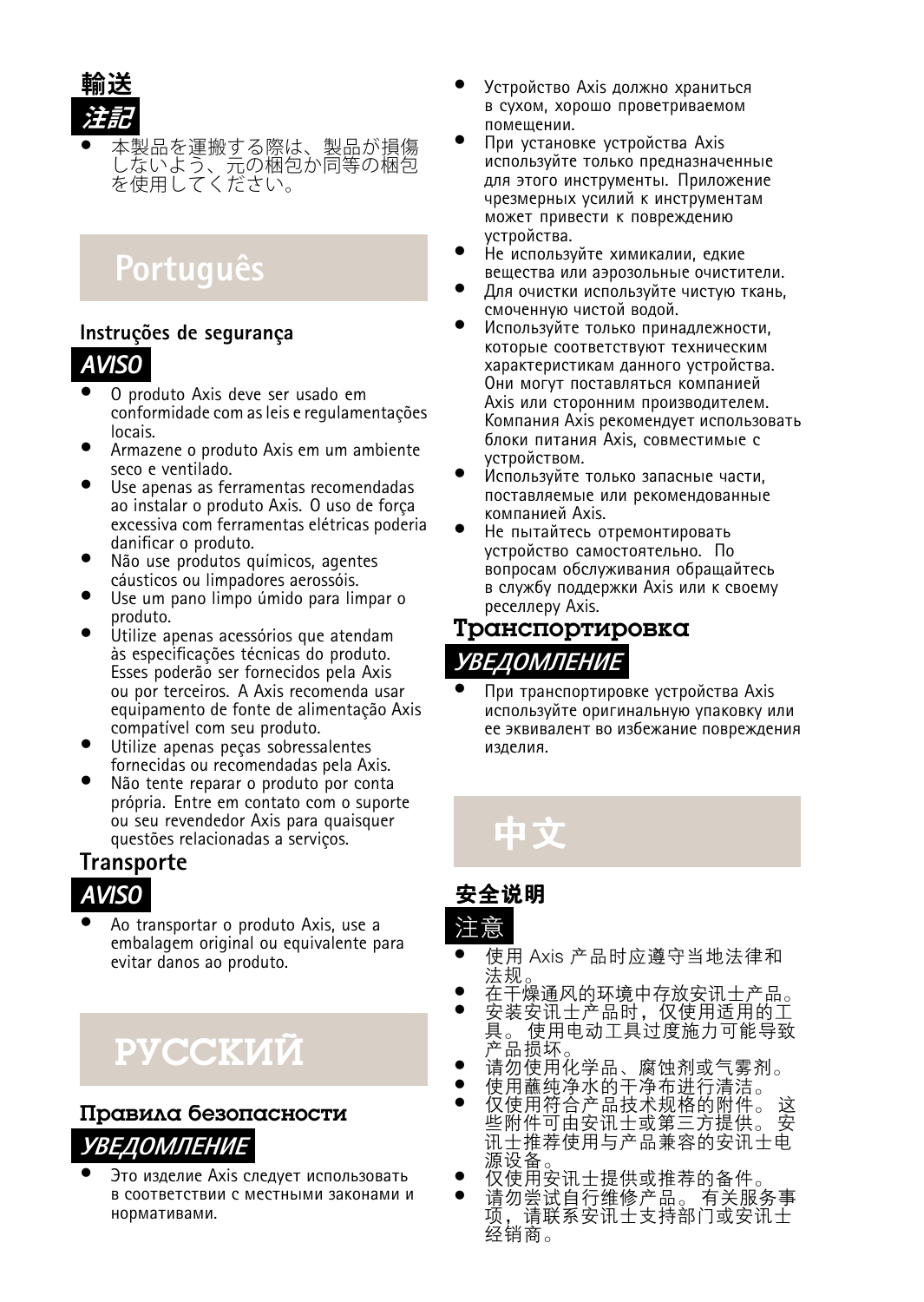### 輸送

**注記**

- 本製品を運搬する際は、製品が損傷しないよう、元の梱包か同等の梱包を使用してください。

# Português

### Instruções de segurança

**AVISO**

- O produto Axis deve ser usado em conformidade com as leis e regulamentações locais.
- Armazene o produto Axis em um ambiente seco e ventilado.
- Use apenas as ferramentas recomendadas ao instalar o produto Axis. O uso de força excessiva com ferramentas elétricas poderia danificar o produto.
- Não use produtos químicos, agentes cáusticos ou limpadores aerossóis.
- Use um pano limpo úmido para limpar o produto.
- Utilize apenas acessórios que atendam às especificações técnicas do produto. Esses poderão ser fornecidos pela Axis ou por terceiros. A Axis recomenda usar equipamento de fonte de alimentação Axis compatível com seu produto.
- Utilize apenas peças sobressalentes fornecidas ou recomendadas pela Axis.
- Não tente reparar o produto por conta própria. Entre em contato com o suporte ou seu revendedor Axis para quaisquer questões relacionadas a serviços.

### Transporte

**AVISO**

- Ao transportar o produto Axis, use a embalagem original ou equivalente para evitar danos ao produto.

# РУССКИЙ

### Правила безопасности

**УВЕДОМЛЕНИЕ**

- Это изделие Axis следует использовать в соответствии с местными законами и нормативами.
- Устройство Axis должно храниться в сухом, хорошо проветриваемом помещении.
- При установке устройства Axis используйте только предназначенные для этого инструменты. Приложение чрезмерных усилий к инструментам может привести к повреждению устройства.
- Не используйте химикалии, едкие вещества или аэрозольные очистители.
- Для очистки используйте чистую ткань, смоченную чистой водой.
- Используйте только принадлежности, которые соответствуют техническим характеристикам данного устройства. Они могут поставляться компанией Axis или сторонним производителем. Компания Axis рекомендует использовать блоки питания Axis, совместимые с устройством.
- Используйте только запасные части, поставляемые или рекомендованные компанией Axis.
- Не пытайтесь отремонтировать устройство самостоятельно. По вопросам обслуживания обращайтесь в службу поддержки Axis или к своему реселлеру Axis.

### Транспортировка

**УВЕДОМЛЕНИЕ**

- При транспортировке устройства Axis используйте оригинальную упаковку или ее эквивалент во избежание повреждения изделия.

# 中文

### 安全说明

**注意**

- 使用 Axis 产品时应遵守当地法律和法规。
- 在干燥通风的环境中存放安讯士产品。
- 安装安讯士产品时，仅使用适用的工具。使用电动工具过度施力可能导致产品损坏。
- 请勿使用化学品、腐蚀剂或气雾剂。
- 使用蘸纯净水的干净布进行清洁。
- 仅使用符合产品技术规格的附件。这些附件可由安讯士或第三方提供。安讯士推荐使用与产品兼容的安讯士电源设备。
- 仅使用安讯士提供或推荐的备件。
- 请勿尝试自行维修产品。有关服务事项，请联系安讯士支持部门或安讯士经销商。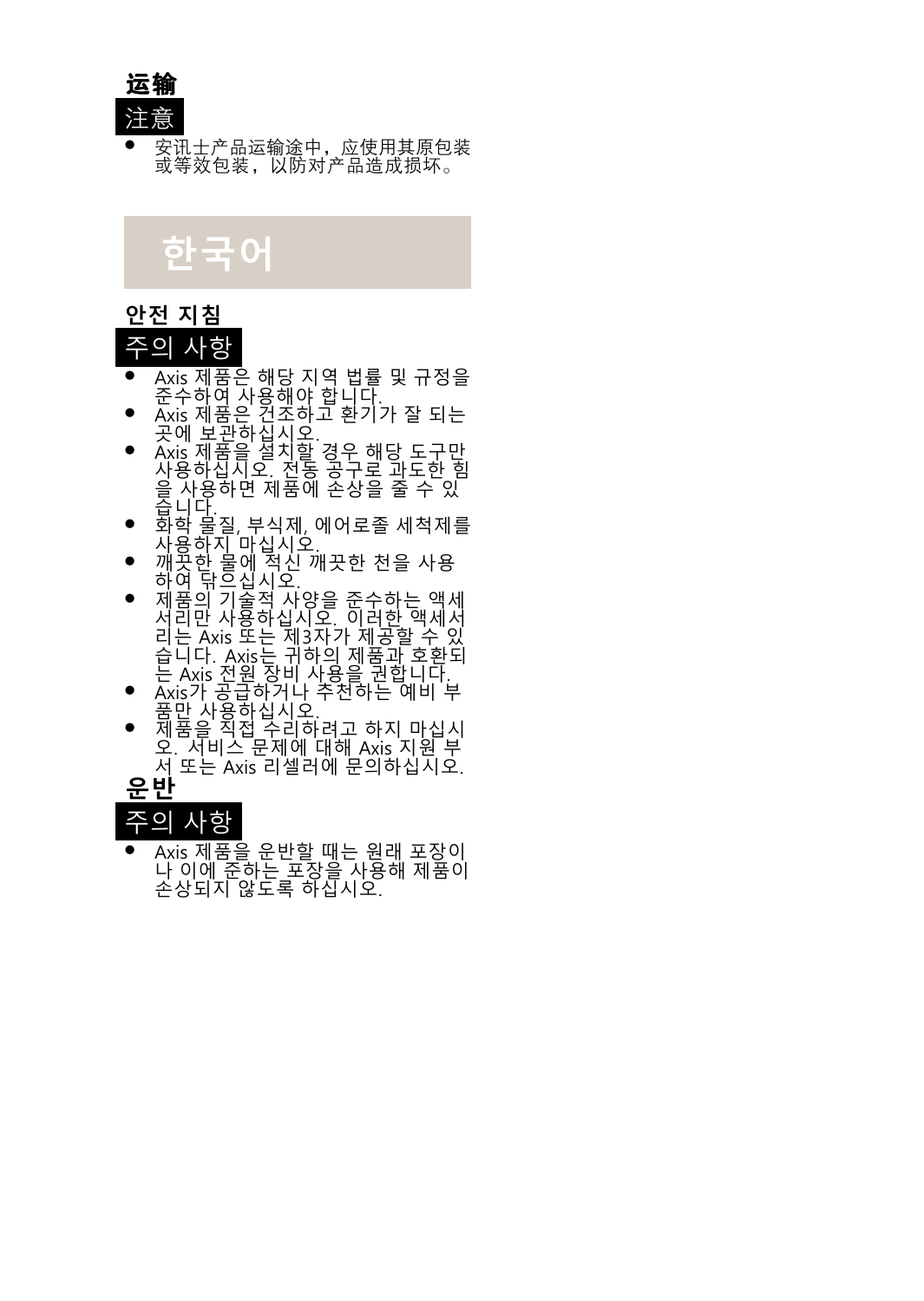### 运输

注意

- 安讯士产品运输途中，应使用其原包装或等效包装，以防对产品造成损坏。

# 한국어

### 안전 지침

주의 사항

- Axis 제품은 해당 지역 법률 및 규정을 준수하여 사용해야 합니다.
- Axis 제품은 건조하고 환기가 잘 되는 곳에 보관하십시오.
- Axis 제품을 설치할 경우 해당 도구만 사용하십시오. 전동 공구로 과도한 힘을 사용하면 제품에 손상을 줄 수 있습니다.
- 화학 물질, 부식제, 에어로졸 세척제를 사용하지 마십시오.
- 깨끗한 물에 적신 깨끗한 천을 사용하여 닦으십시오.
- 제품의 기술적 사양을 준수하는 액세서리만 사용하십시오. 이러한 액세서리는 Axis 또는 제3자가 제공할 수 있습니다. Axis는 귀하의 제품과 호환되는 Axis 전원 장비 사용을 권합니다.
- Axis가 공급하거나 추천하는 예비 부품만 사용하십시오.
- 제품을 직접 수리하려고 하지 마십시오. 서비스 문제에 대해 Axis 지원 부서 또는 Axis 리셀러에 문의하십시오.

### 운반

주의 사항

- Axis 제품을 운반할 때는 원래 포장이나 이에 준하는 포장을 사용해 제품이 손상되지 않도록 하십시오.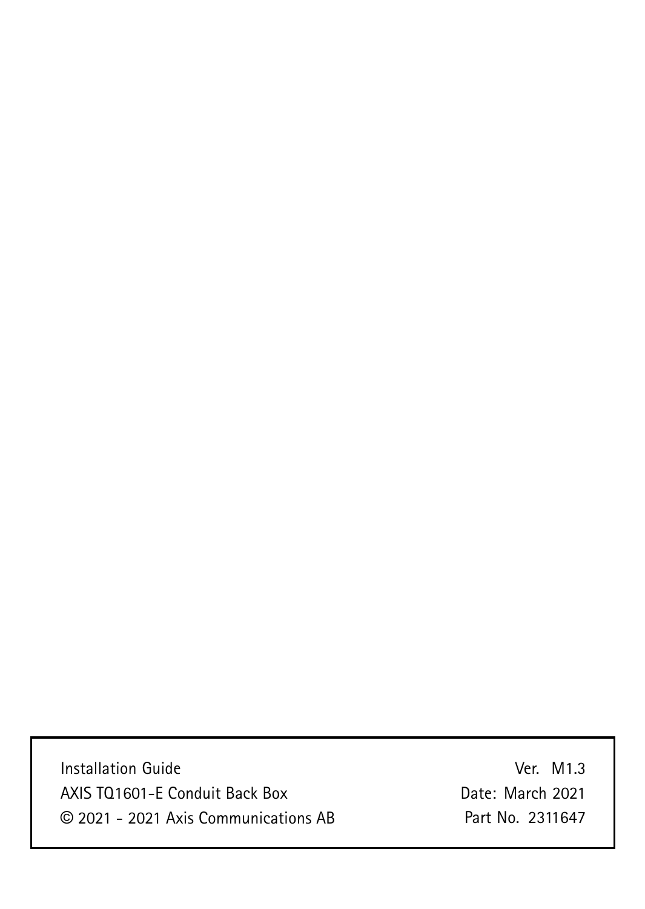Installation Guide
AXIS TQ1601-E Conduit Back Box
© 2021 - 2021 Axis Communications AB

Ver. M1.3
Date: March 2021
Part No. 2311647